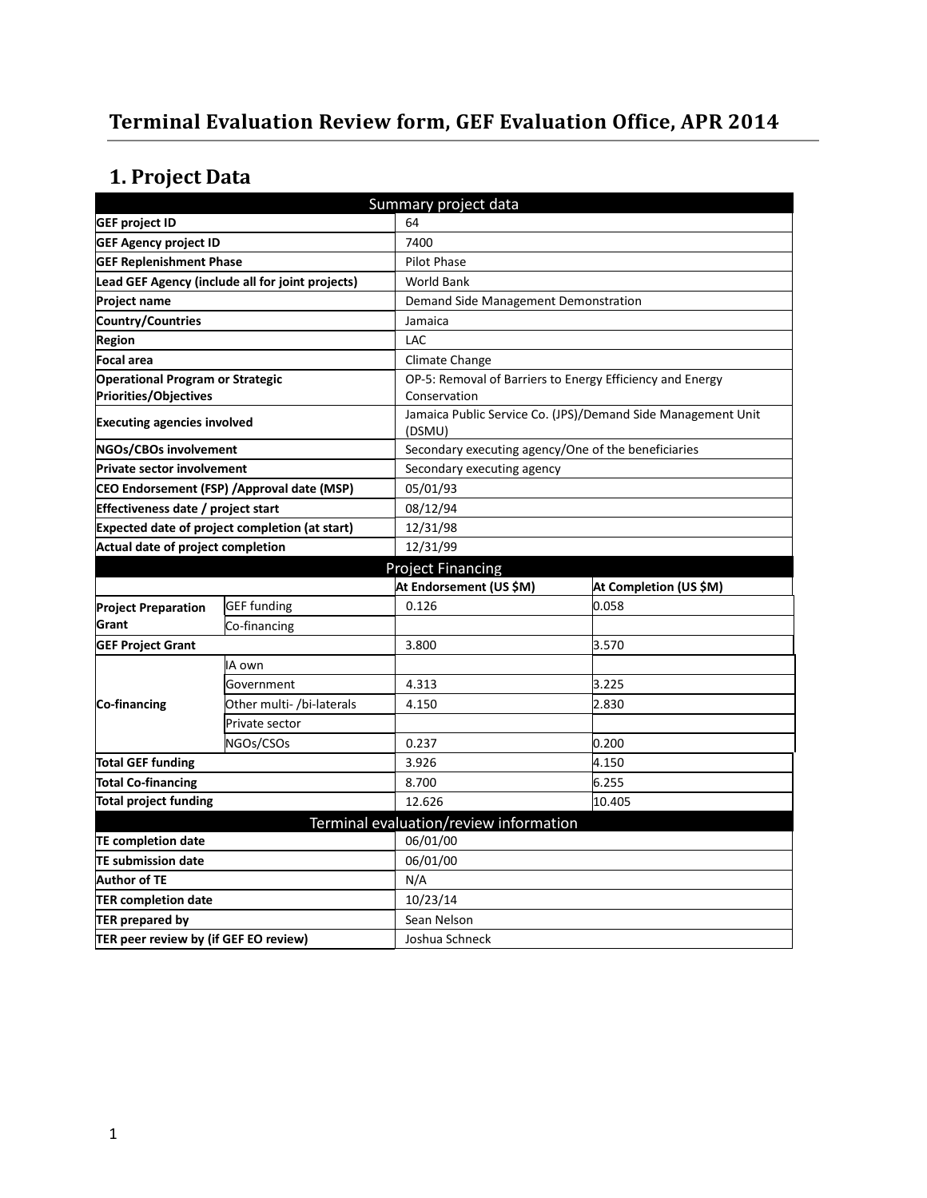# Terminal Evaluation Review form, GEF Evaluation Office, APR 2014

## 1. Project Data

| Summary project data | | | |
|---|---|---|---|
| **GEF project ID** | | 64 | |
| **GEF Agency project ID** | | 7400 | |
| **GEF Replenishment Phase** | | Pilot Phase | |
| **Lead GEF Agency (include all for joint projects)** | | World Bank | |
| **Project name** | | Demand Side Management Demonstration | |
| **Country/Countries** | | Jamaica | |
| **Region** | | LAC | |
| **Focal area** | | Climate Change | |
| **Operational Program or Strategic Priorities/Objectives** | | OP-5: Removal of Barriers to Energy Efficiency and Energy Conservation | |
| **Executing agencies involved** | | Jamaica Public Service Co. (JPS)/Demand Side Management Unit (DSMU) | |
| **NGOs/CBOs involvement** | | Secondary executing agency/One of the beneficiaries | |
| **Private sector involvement** | | Secondary executing agency | |
| **CEO Endorsement (FSP) /Approval date (MSP)** | | 05/01/93 | |
| **Effectiveness date / project start** | | 08/12/94 | |
| **Expected date of project completion (at start)** | | 12/31/98 | |
| **Actual date of project completion** | | 12/31/99 | |
| **Project Financing** | | | |
| | | **At Endorsement (US $M)** | **At Completion (US $M)** |
| **Project Preparation Grant** | GEF funding | 0.126 | 0.058 |
| | Co-financing | | |
| **GEF Project Grant** | | 3.800 | 3.570 |
| **Co-financing** | IA own | | |
| | Government | 4.313 | 3.225 |
| | Other multi- /bi-laterals | 4.150 | 2.830 |
| | Private sector | | |
| | NGOs/CSOs | 0.237 | 0.200 |
| **Total GEF funding** | | 3.926 | 4.150 |
| **Total Co-financing** | | 8.700 | 6.255 |
| **Total project funding** | | 12.626 | 10.405 |
| **Terminal evaluation/review information** | | | |
| **TE completion date** | | 06/01/00 | |
| **TE submission date** | | 06/01/00 | |
| **Author of TE** | | N/A | |
| **TER completion date** | | 10/23/14 | |
| **TER prepared by** | | Sean Nelson | |
| **TER peer review by (if GEF EO review)** | | Joshua Schneck | |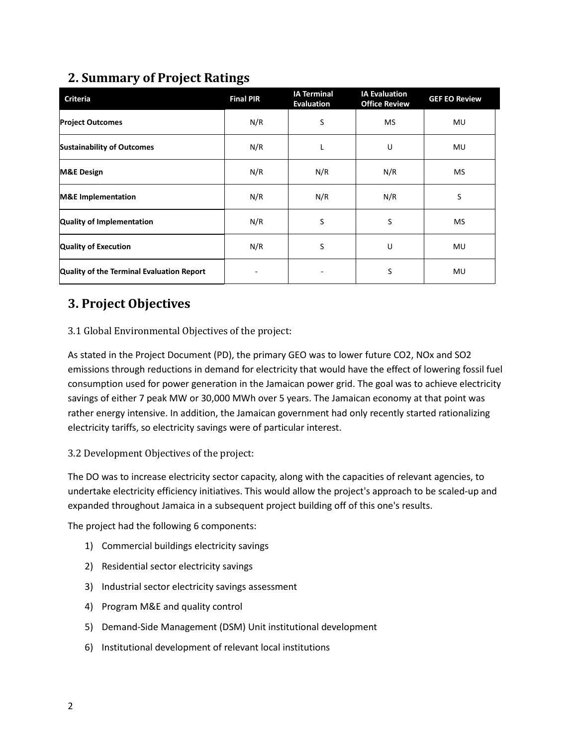## 2. Summary of Project Ratings

| Criteria | Final PIR | IA Terminal Evaluation | IA Evaluation Office Review | GEF EO Review |
|---|---|---|---|---|
| **Project Outcomes** | N/R | S | MS | MU |
| **Sustainability of Outcomes** | N/R | L | U | MU |
| **M&E Design** | N/R | N/R | N/R | MS |
| **M&E Implementation** | N/R | N/R | N/R | S |
| **Quality of Implementation** | N/R | S | S | MS |
| **Quality of Execution** | N/R | S | U | MU |
| **Quality of the Terminal Evaluation Report** | - | - | S | MU |

## 3. Project Objectives

3.1 Global Environmental Objectives of the project:

As stated in the Project Document (PD), the primary GEO was to lower future $CO_2$, $NO_x$ and $SO_2$ emissions through reductions in demand for electricity that would have the effect of lowering fossil fuel consumption used for power generation in the Jamaican power grid. The goal was to achieve electricity savings of either 7 peak MW or 30,000 MWh over 5 years. The Jamaican economy at that point was rather energy intensive. In addition, the Jamaican government had only recently started rationalizing electricity tariffs, so electricity savings were of particular interest.

3.2 Development Objectives of the project:

The DO was to increase electricity sector capacity, along with the capacities of relevant agencies, to undertake electricity efficiency initiatives. This would allow the project's approach to be scaled-up and expanded throughout Jamaica in a subsequent project building off of this one's results.

The project had the following 6 components:

1) Commercial buildings electricity savings
2) Residential sector electricity savings
3) Industrial sector electricity savings assessment
4) Program M&E and quality control
5) Demand-Side Management (DSM) Unit institutional development
6) Institutional development of relevant local institutions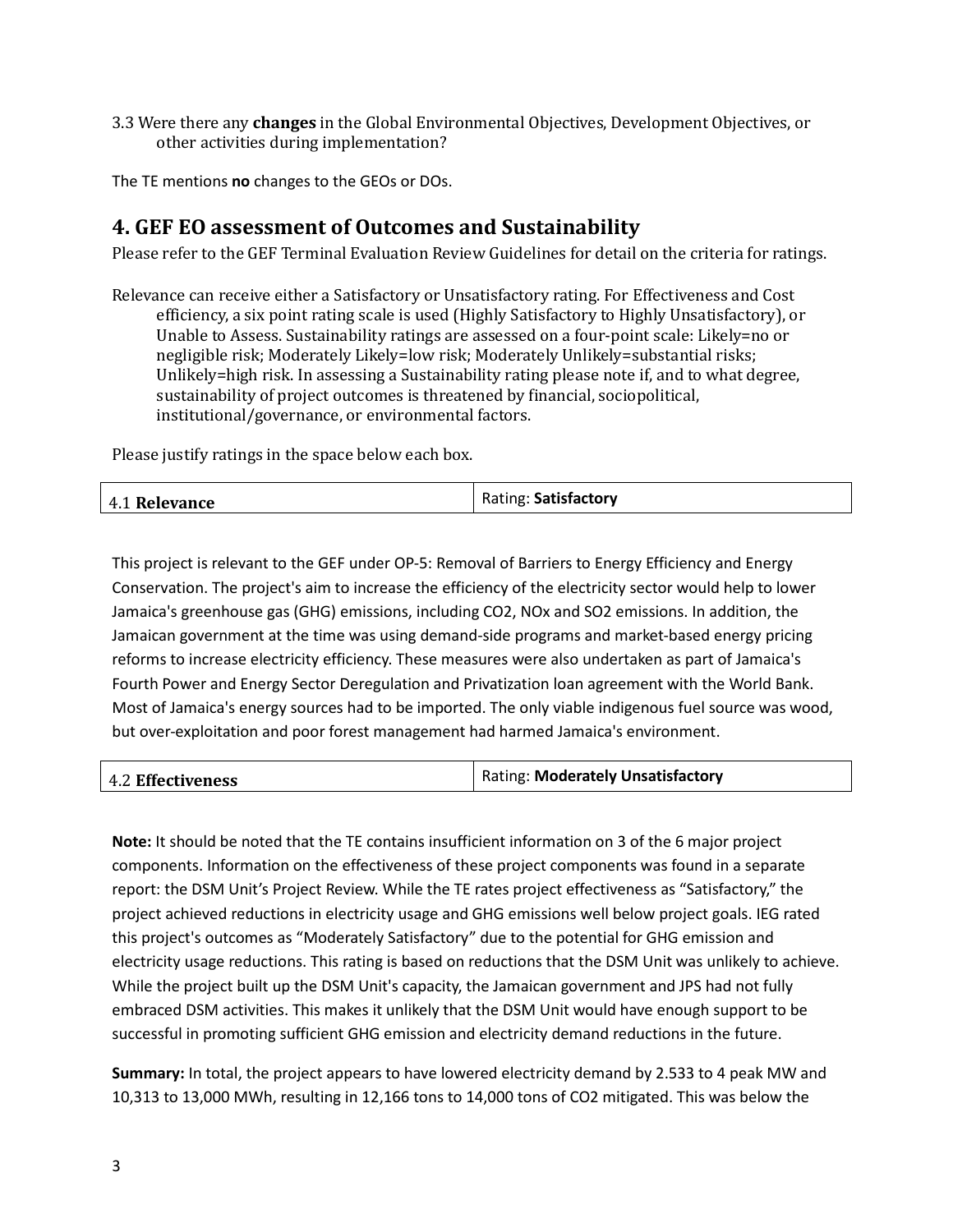3.3 Were there any **changes** in the Global Environmental Objectives, Development Objectives, or other activities during implementation?

The TE mentions **no** changes to the GEOs or DOs.

## 4. GEF EO assessment of Outcomes and Sustainability

Please refer to the GEF Terminal Evaluation Review Guidelines for detail on the criteria for ratings.

Relevance can receive either a Satisfactory or Unsatisfactory rating. For Effectiveness and Cost efficiency, a six point rating scale is used (Highly Satisfactory to Highly Unsatisfactory), or Unable to Assess. Sustainability ratings are assessed on a four-point scale: Likely=no or negligible risk; Moderately Likely=low risk; Moderately Unlikely=substantial risks; Unlikely=high risk. In assessing a Sustainability rating please note if, and to what degree, sustainability of project outcomes is threatened by financial, sociopolitical, institutional/governance, or environmental factors.

Please justify ratings in the space below each box.

| 4.1 **Relevance** | Rating: **Satisfactory** |
|---|---|

This project is relevant to the GEF under OP-5: Removal of Barriers to Energy Efficiency and Energy Conservation. The project's aim to increase the efficiency of the electricity sector would help to lower Jamaica's greenhouse gas (GHG) emissions, including $CO_2$, $NO_x$ and $SO_2$ emissions. In addition, the Jamaican government at the time was using demand-side programs and market-based energy pricing reforms to increase electricity efficiency. These measures were also undertaken as part of Jamaica's Fourth Power and Energy Sector Deregulation and Privatization loan agreement with the World Bank. Most of Jamaica's energy sources had to be imported. The only viable indigenous fuel source was wood, but over-exploitation and poor forest management had harmed Jamaica's environment.

| 4.2 **Effectiveness** | Rating: **Moderately Unsatisfactory** |
|---|---|

**Note:** It should be noted that the TE contains insufficient information on 3 of the 6 major project components. Information on the effectiveness of these project components was found in a separate report: the DSM Unit's Project Review. While the TE rates project effectiveness as "Satisfactory," the project achieved reductions in electricity usage and GHG emissions well below project goals. IEG rated this project's outcomes as "Moderately Satisfactory" due to the potential for GHG emission and electricity usage reductions. This rating is based on reductions that the DSM Unit was unlikely to achieve. While the project built up the DSM Unit's capacity, the Jamaican government and JPS had not fully embraced DSM activities. This makes it unlikely that the DSM Unit would have enough support to be successful in promoting sufficient GHG emission and electricity demand reductions in the future.

**Summary:** In total, the project appears to have lowered electricity demand by 2.533 to 4 peak MW and 10,313 to 13,000 MWh, resulting in 12,166 tons to 14,000 tons of $CO_2$ mitigated. This was below the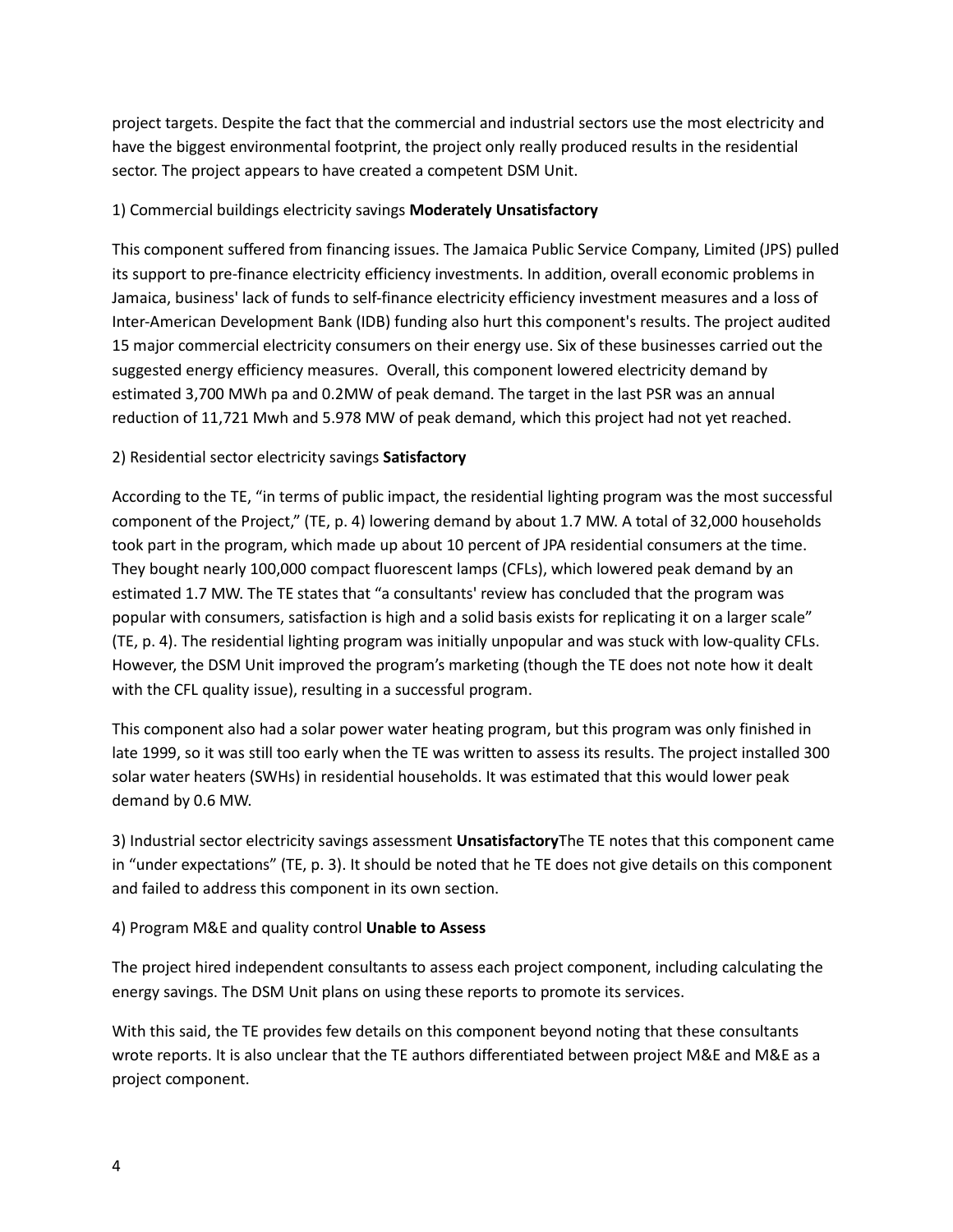project targets. Despite the fact that the commercial and industrial sectors use the most electricity and have the biggest environmental footprint, the project only really produced results in the residential sector. The project appears to have created a competent DSM Unit.

1) Commercial buildings electricity savings **Moderately Unsatisfactory**

This component suffered from financing issues. The Jamaica Public Service Company, Limited (JPS) pulled its support to pre-finance electricity efficiency investments. In addition, overall economic problems in Jamaica, business' lack of funds to self-finance electricity efficiency investment measures and a loss of Inter-American Development Bank (IDB) funding also hurt this component's results. The project audited 15 major commercial electricity consumers on their energy use. Six of these businesses carried out the suggested energy efficiency measures. Overall, this component lowered electricity demand by estimated 3,700 MWh pa and 0.2MW of peak demand. The target in the last PSR was an annual reduction of 11,721 Mwh and 5.978 MW of peak demand, which this project had not yet reached.

2) Residential sector electricity savings **Satisfactory**

According to the TE, "in terms of public impact, the residential lighting program was the most successful component of the Project," (TE, p. 4) lowering demand by about 1.7 MW. A total of 32,000 households took part in the program, which made up about 10 percent of JPA residential consumers at the time. They bought nearly 100,000 compact fluorescent lamps (CFLs), which lowered peak demand by an estimated 1.7 MW. The TE states that "a consultants' review has concluded that the program was popular with consumers, satisfaction is high and a solid basis exists for replicating it on a larger scale" (TE, p. 4). The residential lighting program was initially unpopular and was stuck with low-quality CFLs. However, the DSM Unit improved the program's marketing (though the TE does not note how it dealt with the CFL quality issue), resulting in a successful program.

This component also had a solar power water heating program, but this program was only finished in late 1999, so it was still too early when the TE was written to assess its results. The project installed 300 solar water heaters (SWHs) in residential households. It was estimated that this would lower peak demand by 0.6 MW.

3) Industrial sector electricity savings assessment **Unsatisfactory**The TE notes that this component came in "under expectations" (TE, p. 3). It should be noted that he TE does not give details on this component and failed to address this component in its own section.

4) Program M&E and quality control **Unable to Assess**

The project hired independent consultants to assess each project component, including calculating the energy savings. The DSM Unit plans on using these reports to promote its services.

With this said, the TE provides few details on this component beyond noting that these consultants wrote reports. It is also unclear that the TE authors differentiated between project M&E and M&E as a project component.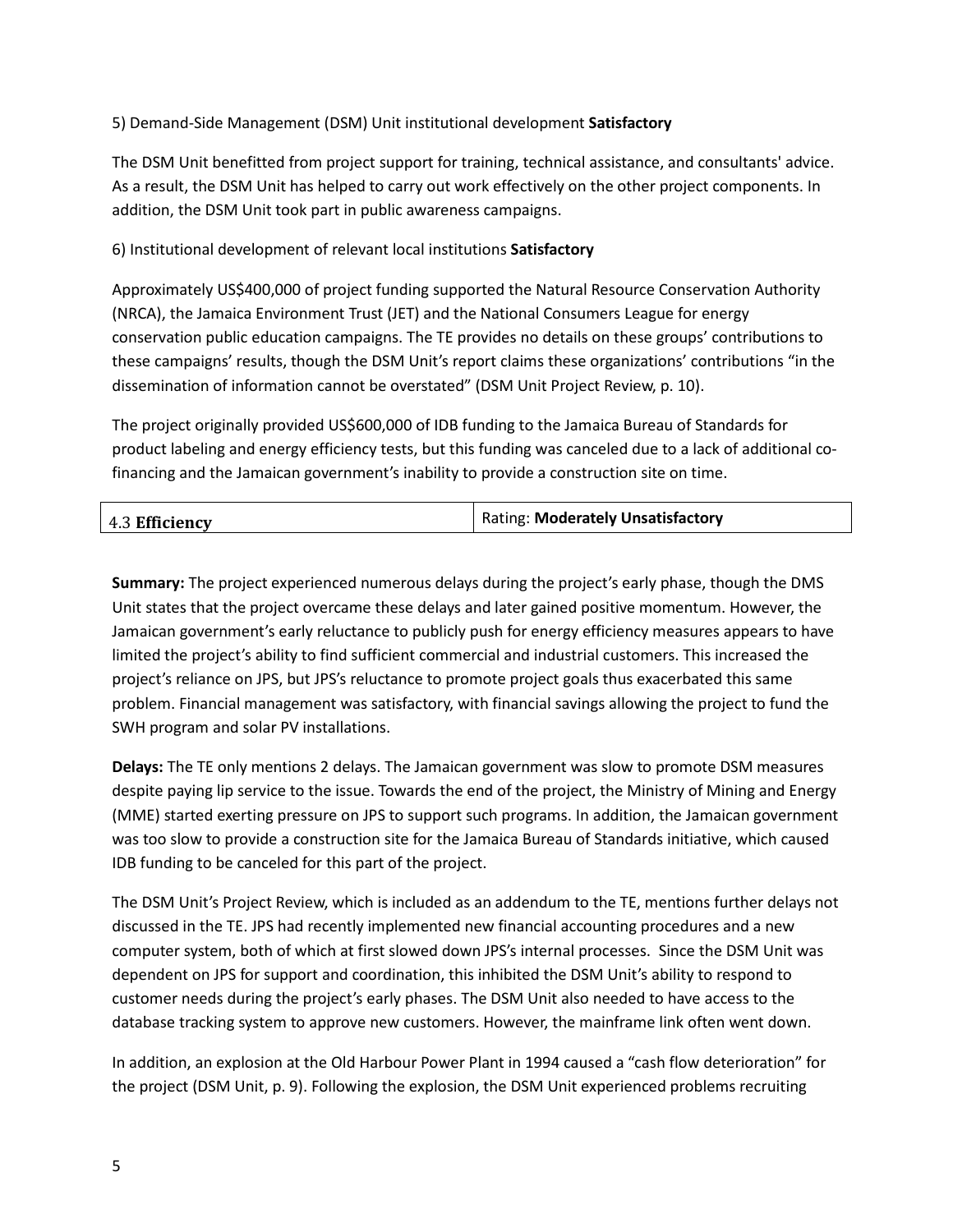5) Demand-Side Management (DSM) Unit institutional development **Satisfactory**

The DSM Unit benefitted from project support for training, technical assistance, and consultants' advice. As a result, the DSM Unit has helped to carry out work effectively on the other project components. In addition, the DSM Unit took part in public awareness campaigns.

6) Institutional development of relevant local institutions **Satisfactory**

Approximately US$400,000 of project funding supported the Natural Resource Conservation Authority (NRCA), the Jamaica Environment Trust (JET) and the National Consumers League for energy conservation public education campaigns. The TE provides no details on these groups' contributions to these campaigns' results, though the DSM Unit's report claims these organizations' contributions "in the dissemination of information cannot be overstated" (DSM Unit Project Review, p. 10).

The project originally provided US$600,000 of IDB funding to the Jamaica Bureau of Standards for product labeling and energy efficiency tests, but this funding was canceled due to a lack of additional co-financing and the Jamaican government's inability to provide a construction site on time.

| 4.3 **Efficiency** | Rating: **Moderately Unsatisfactory** |
|---|---|

**Summary:** The project experienced numerous delays during the project's early phase, though the DMS Unit states that the project overcame these delays and later gained positive momentum. However, the Jamaican government's early reluctance to publicly push for energy efficiency measures appears to have limited the project's ability to find sufficient commercial and industrial customers. This increased the project's reliance on JPS, but JPS's reluctance to promote project goals thus exacerbated this same problem. Financial management was satisfactory, with financial savings allowing the project to fund the SWH program and solar PV installations.

**Delays:** The TE only mentions 2 delays. The Jamaican government was slow to promote DSM measures despite paying lip service to the issue. Towards the end of the project, the Ministry of Mining and Energy (MME) started exerting pressure on JPS to support such programs. In addition, the Jamaican government was too slow to provide a construction site for the Jamaica Bureau of Standards initiative, which caused IDB funding to be canceled for this part of the project.

The DSM Unit's Project Review, which is included as an addendum to the TE, mentions further delays not discussed in the TE. JPS had recently implemented new financial accounting procedures and a new computer system, both of which at first slowed down JPS's internal processes. Since the DSM Unit was dependent on JPS for support and coordination, this inhibited the DSM Unit's ability to respond to customer needs during the project's early phases. The DSM Unit also needed to have access to the database tracking system to approve new customers. However, the mainframe link often went down.

In addition, an explosion at the Old Harbour Power Plant in 1994 caused a "cash flow deterioration" for the project (DSM Unit, p. 9). Following the explosion, the DSM Unit experienced problems recruiting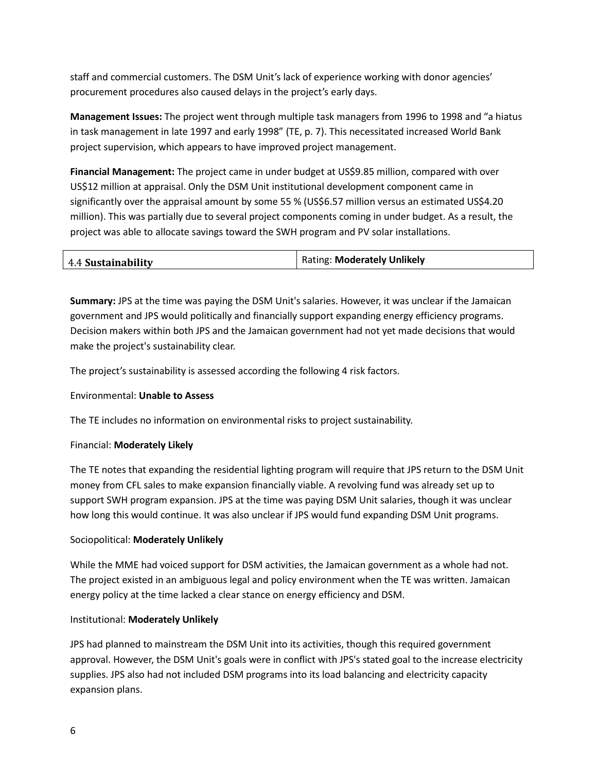staff and commercial customers. The DSM Unit's lack of experience working with donor agencies' procurement procedures also caused delays in the project's early days.

**Management Issues:** The project went through multiple task managers from 1996 to 1998 and "a hiatus in task management in late 1997 and early 1998" (TE, p. 7). This necessitated increased World Bank project supervision, which appears to have improved project management.

**Financial Management:** The project came in under budget at US$9.85 million, compared with over US$12 million at appraisal. Only the DSM Unit institutional development component came in significantly over the appraisal amount by some 55 % (US$6.57 million versus an estimated US$4.20 million). This was partially due to several project components coming in under budget. As a result, the project was able to allocate savings toward the SWH program and PV solar installations.

| 4.4 **Sustainability** | Rating: **Moderately Unlikely** |
| --- | --- |

**Summary:** JPS at the time was paying the DSM Unit's salaries. However, it was unclear if the Jamaican government and JPS would politically and financially support expanding energy efficiency programs. Decision makers within both JPS and the Jamaican government had not yet made decisions that would make the project's sustainability clear.

The project's sustainability is assessed according the following 4 risk factors.

Environmental: **Unable to Assess**

The TE includes no information on environmental risks to project sustainability.

Financial: **Moderately Likely**

The TE notes that expanding the residential lighting program will require that JPS return to the DSM Unit money from CFL sales to make expansion financially viable. A revolving fund was already set up to support SWH program expansion. JPS at the time was paying DSM Unit salaries, though it was unclear how long this would continue. It was also unclear if JPS would fund expanding DSM Unit programs.

Sociopolitical: **Moderately Unlikely**

While the MME had voiced support for DSM activities, the Jamaican government as a whole had not. The project existed in an ambiguous legal and policy environment when the TE was written. Jamaican energy policy at the time lacked a clear stance on energy efficiency and DSM.

Institutional: **Moderately Unlikely**

JPS had planned to mainstream the DSM Unit into its activities, though this required government approval. However, the DSM Unit's goals were in conflict with JPS's stated goal to the increase electricity supplies. JPS also had not included DSM programs into its load balancing and electricity capacity expansion plans.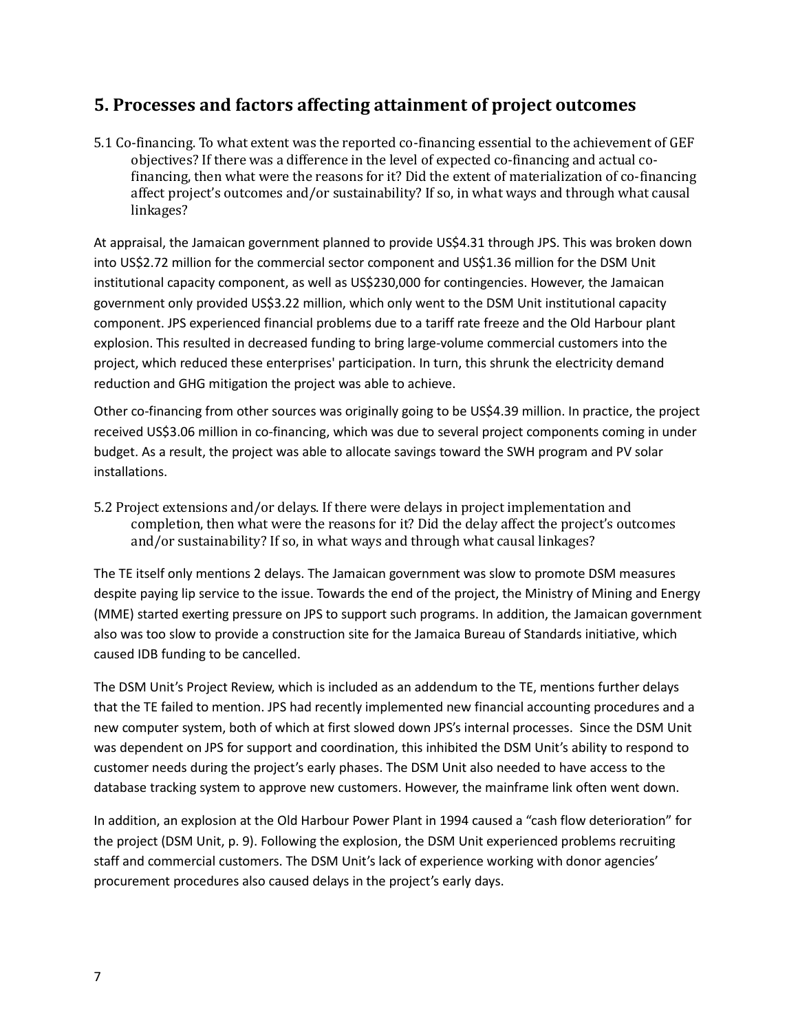## 5. Processes and factors affecting attainment of project outcomes

5.1 Co-financing. To what extent was the reported co-financing essential to the achievement of GEF objectives? If there was a difference in the level of expected co-financing and actual co-financing, then what were the reasons for it? Did the extent of materialization of co-financing affect project's outcomes and/or sustainability? If so, in what ways and through what causal linkages?

At appraisal, the Jamaican government planned to provide US$4.31 through JPS. This was broken down into US$2.72 million for the commercial sector component and US$1.36 million for the DSM Unit institutional capacity component, as well as US$230,000 for contingencies. However, the Jamaican government only provided US$3.22 million, which only went to the DSM Unit institutional capacity component. JPS experienced financial problems due to a tariff rate freeze and the Old Harbour plant explosion. This resulted in decreased funding to bring large-volume commercial customers into the project, which reduced these enterprises' participation. In turn, this shrunk the electricity demand reduction and GHG mitigation the project was able to achieve.

Other co-financing from other sources was originally going to be US$4.39 million. In practice, the project received US$3.06 million in co-financing, which was due to several project components coming in under budget. As a result, the project was able to allocate savings toward the SWH program and PV solar installations.

5.2 Project extensions and/or delays. If there were delays in project implementation and completion, then what were the reasons for it? Did the delay affect the project's outcomes and/or sustainability? If so, in what ways and through what causal linkages?

The TE itself only mentions 2 delays. The Jamaican government was slow to promote DSM measures despite paying lip service to the issue. Towards the end of the project, the Ministry of Mining and Energy (MME) started exerting pressure on JPS to support such programs. In addition, the Jamaican government also was too slow to provide a construction site for the Jamaica Bureau of Standards initiative, which caused IDB funding to be cancelled.

The DSM Unit's Project Review, which is included as an addendum to the TE, mentions further delays that the TE failed to mention. JPS had recently implemented new financial accounting procedures and a new computer system, both of which at first slowed down JPS's internal processes. Since the DSM Unit was dependent on JPS for support and coordination, this inhibited the DSM Unit's ability to respond to customer needs during the project's early phases. The DSM Unit also needed to have access to the database tracking system to approve new customers. However, the mainframe link often went down.

In addition, an explosion at the Old Harbour Power Plant in 1994 caused a "cash flow deterioration" for the project (DSM Unit, p. 9). Following the explosion, the DSM Unit experienced problems recruiting staff and commercial customers. The DSM Unit's lack of experience working with donor agencies' procurement procedures also caused delays in the project's early days.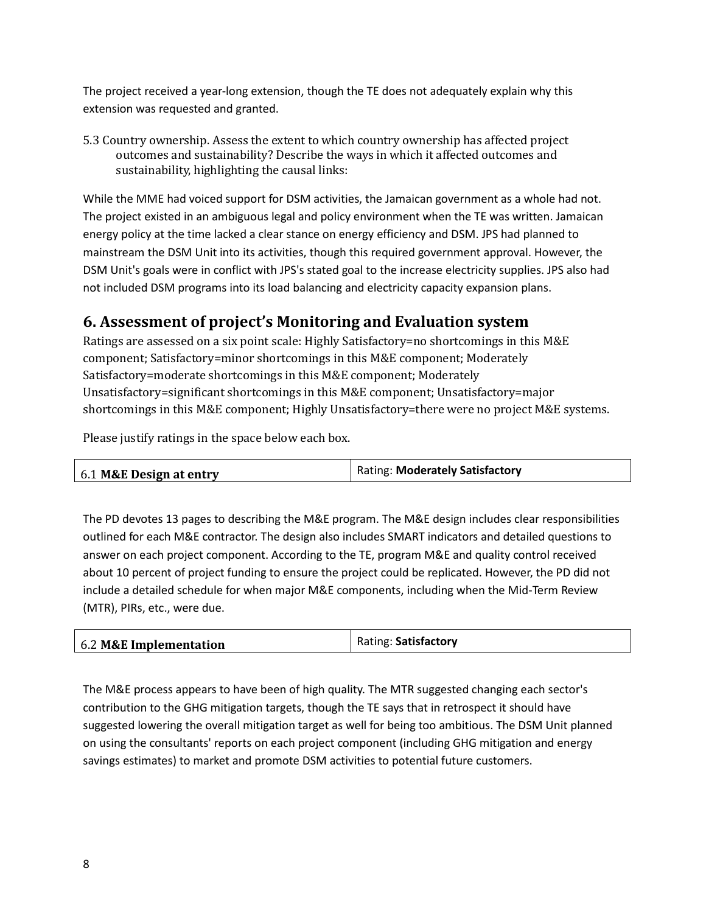The project received a year-long extension, though the TE does not adequately explain why this extension was requested and granted.

5.3 Country ownership. Assess the extent to which country ownership has affected project outcomes and sustainability? Describe the ways in which it affected outcomes and sustainability, highlighting the causal links:

While the MME had voiced support for DSM activities, the Jamaican government as a whole had not. The project existed in an ambiguous legal and policy environment when the TE was written. Jamaican energy policy at the time lacked a clear stance on energy efficiency and DSM. JPS had planned to mainstream the DSM Unit into its activities, though this required government approval. However, the DSM Unit's goals were in conflict with JPS's stated goal to the increase electricity supplies. JPS also had not included DSM programs into its load balancing and electricity capacity expansion plans.

## 6. Assessment of project's Monitoring and Evaluation system

Ratings are assessed on a six point scale: Highly Satisfactory=no shortcomings in this M&E component; Satisfactory=minor shortcomings in this M&E component; Moderately Satisfactory=moderate shortcomings in this M&E component; Moderately Unsatisfactory=significant shortcomings in this M&E component; Unsatisfactory=major shortcomings in this M&E component; Highly Unsatisfactory=there were no project M&E systems.

Please justify ratings in the space below each box.

| 6.1 **M&E Design at entry** | Rating: **Moderately Satisfactory** |
|---|---|

The PD devotes 13 pages to describing the M&E program. The M&E design includes clear responsibilities outlined for each M&E contractor. The design also includes SMART indicators and detailed questions to answer on each project component. According to the TE, program M&E and quality control received about 10 percent of project funding to ensure the project could be replicated. However, the PD did not include a detailed schedule for when major M&E components, including when the Mid-Term Review (MTR), PIRs, etc., were due.

| 6.2 **M&E Implementation** | Rating: **Satisfactory** |
|---|---|

The M&E process appears to have been of high quality. The MTR suggested changing each sector's contribution to the GHG mitigation targets, though the TE says that in retrospect it should have suggested lowering the overall mitigation target as well for being too ambitious. The DSM Unit planned on using the consultants' reports on each project component (including GHG mitigation and energy savings estimates) to market and promote DSM activities to potential future customers.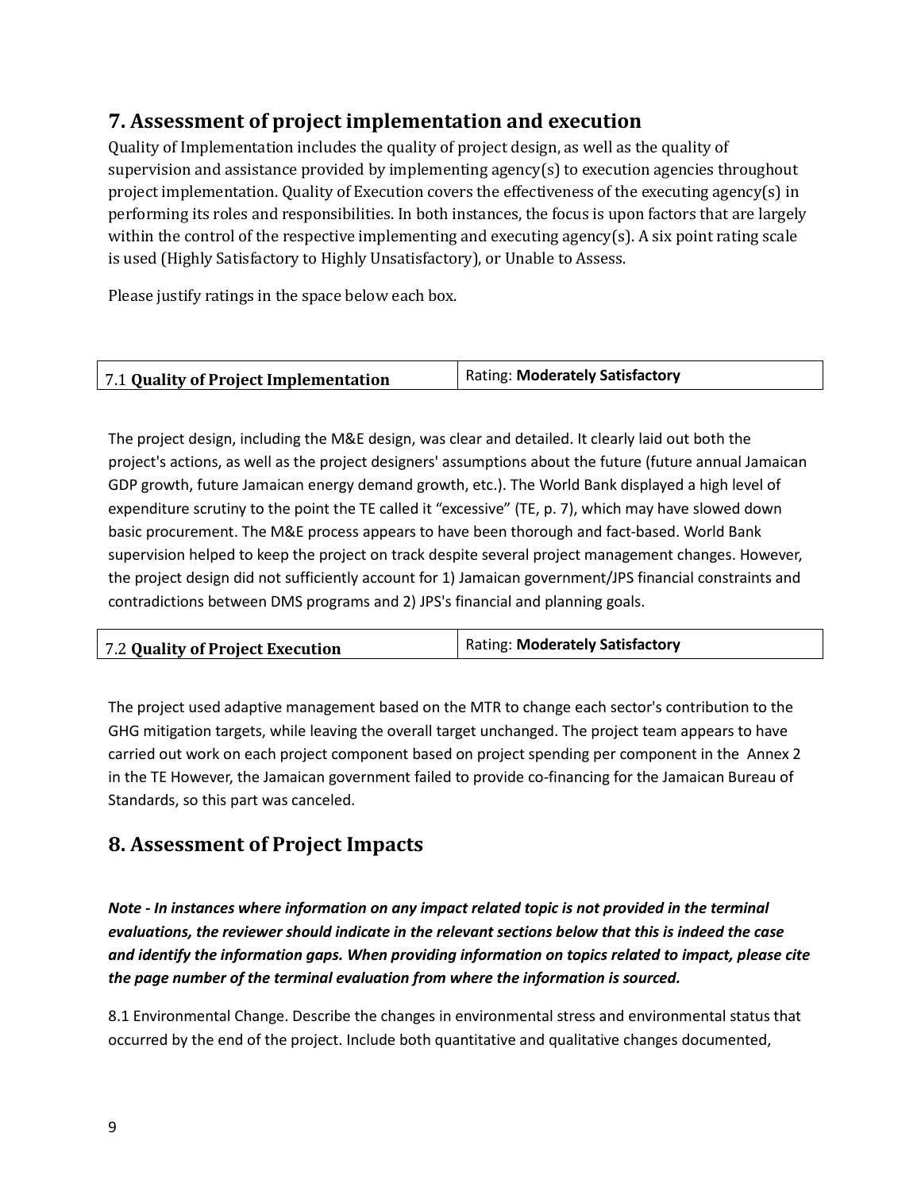## 7. Assessment of project implementation and execution

Quality of Implementation includes the quality of project design, as well as the quality of supervision and assistance provided by implementing agency(s) to execution agencies throughout project implementation. Quality of Execution covers the effectiveness of the executing agency(s) in performing its roles and responsibilities. In both instances, the focus is upon factors that are largely within the control of the respective implementing and executing agency(s). A six point rating scale is used (Highly Satisfactory to Highly Unsatisfactory), or Unable to Assess.

Please justify ratings in the space below each box.

| 7.1 **Quality of Project Implementation** | Rating: **Moderately Satisfactory** |
|---|---|

The project design, including the M&E design, was clear and detailed. It clearly laid out both the project's actions, as well as the project designers' assumptions about the future (future annual Jamaican GDP growth, future Jamaican energy demand growth, etc.). The World Bank displayed a high level of expenditure scrutiny to the point the TE called it "excessive" (TE, p. 7), which may have slowed down basic procurement. The M&E process appears to have been thorough and fact-based. World Bank supervision helped to keep the project on track despite several project management changes. However, the project design did not sufficiently account for 1) Jamaican government/JPS financial constraints and contradictions between DMS programs and 2) JPS's financial and planning goals.

| 7.2 **Quality of Project Execution** | Rating: **Moderately Satisfactory** |
|---|---|

The project used adaptive management based on the MTR to change each sector's contribution to the GHG mitigation targets, while leaving the overall target unchanged. The project team appears to have carried out work on each project component based on project spending per component in the Annex 2 in the TE However, the Jamaican government failed to provide co-financing for the Jamaican Bureau of Standards, so this part was canceled.

## 8. Assessment of Project Impacts

***Note - In instances where information on any impact related topic is not provided in the terminal evaluations, the reviewer should indicate in the relevant sections below that this is indeed the case and identify the information gaps. When providing information on topics related to impact, please cite the page number of the terminal evaluation from where the information is sourced.***

8.1 Environmental Change. Describe the changes in environmental stress and environmental status that occurred by the end of the project. Include both quantitative and qualitative changes documented,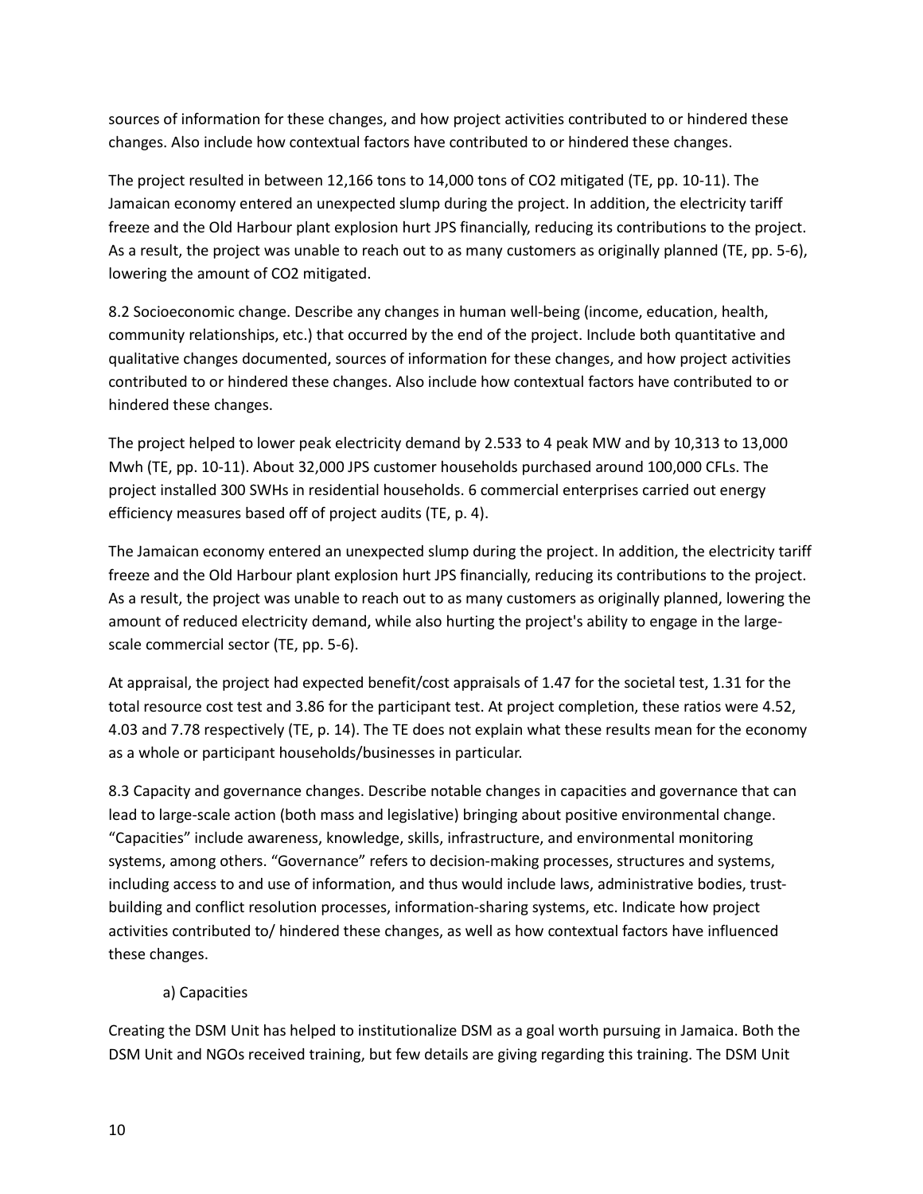sources of information for these changes, and how project activities contributed to or hindered these changes. Also include how contextual factors have contributed to or hindered these changes.

The project resulted in between 12,166 tons to 14,000 tons of $CO_2$ mitigated (TE, pp. 10-11). The Jamaican economy entered an unexpected slump during the project. In addition, the electricity tariff freeze and the Old Harbour plant explosion hurt JPS financially, reducing its contributions to the project. As a result, the project was unable to reach out to as many customers as originally planned (TE, pp. 5-6), lowering the amount of $CO_2$ mitigated.

8.2 Socioeconomic change. Describe any changes in human well-being (income, education, health, community relationships, etc.) that occurred by the end of the project. Include both quantitative and qualitative changes documented, sources of information for these changes, and how project activities contributed to or hindered these changes. Also include how contextual factors have contributed to or hindered these changes.

The project helped to lower peak electricity demand by 2.533 to 4 peak MW and by 10,313 to 13,000 Mwh (TE, pp. 10-11). About 32,000 JPS customer households purchased around 100,000 CFLs. The project installed 300 SWHs in residential households. 6 commercial enterprises carried out energy efficiency measures based off of project audits (TE, p. 4).

The Jamaican economy entered an unexpected slump during the project. In addition, the electricity tariff freeze and the Old Harbour plant explosion hurt JPS financially, reducing its contributions to the project. As a result, the project was unable to reach out to as many customers as originally planned, lowering the amount of reduced electricity demand, while also hurting the project's ability to engage in the large-scale commercial sector (TE, pp. 5-6).

At appraisal, the project had expected benefit/cost appraisals of 1.47 for the societal test, 1.31 for the total resource cost test and 3.86 for the participant test. At project completion, these ratios were 4.52, 4.03 and 7.78 respectively (TE, p. 14). The TE does not explain what these results mean for the economy as a whole or participant households/businesses in particular.

8.3 Capacity and governance changes. Describe notable changes in capacities and governance that can lead to large-scale action (both mass and legislative) bringing about positive environmental change. "Capacities" include awareness, knowledge, skills, infrastructure, and environmental monitoring systems, among others. "Governance" refers to decision-making processes, structures and systems, including access to and use of information, and thus would include laws, administrative bodies, trust-building and conflict resolution processes, information-sharing systems, etc. Indicate how project activities contributed to/ hindered these changes, as well as how contextual factors have influenced these changes.

a) Capacities

Creating the DSM Unit has helped to institutionalize DSM as a goal worth pursuing in Jamaica. Both the DSM Unit and NGOs received training, but few details are giving regarding this training. The DSM Unit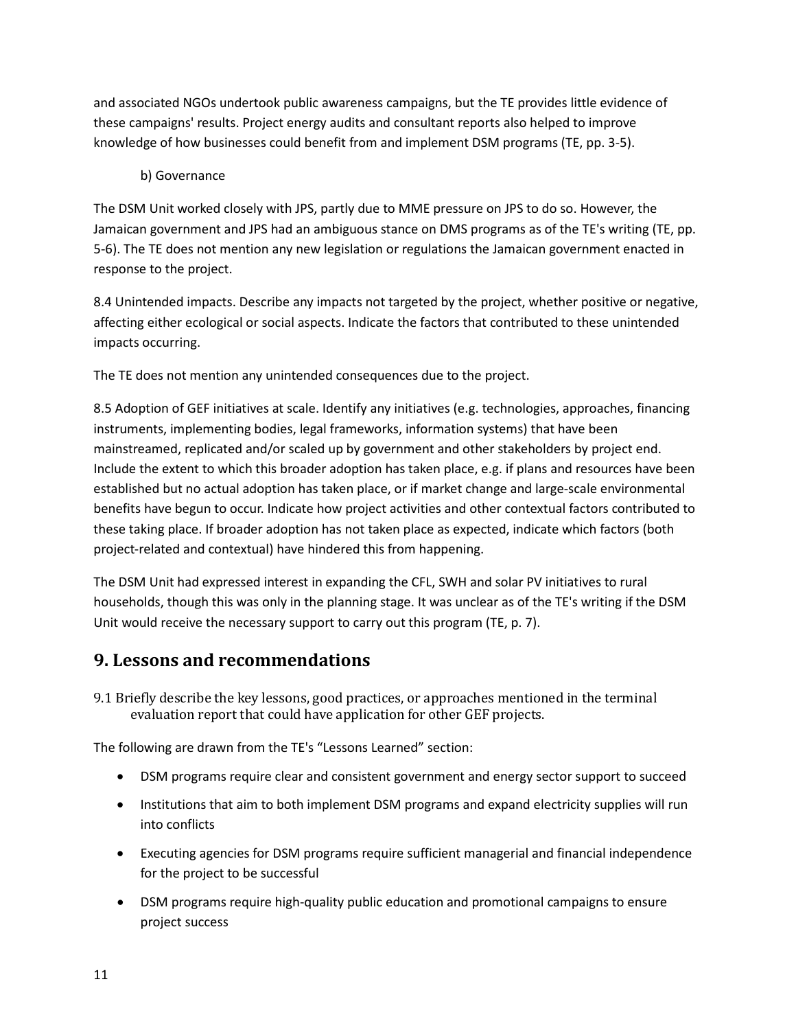and associated NGOs undertook public awareness campaigns, but the TE provides little evidence of these campaigns' results. Project energy audits and consultant reports also helped to improve knowledge of how businesses could benefit from and implement DSM programs (TE, pp. 3-5).

b) Governance

The DSM Unit worked closely with JPS, partly due to MME pressure on JPS to do so. However, the Jamaican government and JPS had an ambiguous stance on DMS programs as of the TE's writing (TE, pp. 5-6). The TE does not mention any new legislation or regulations the Jamaican government enacted in response to the project.

8.4 Unintended impacts. Describe any impacts not targeted by the project, whether positive or negative, affecting either ecological or social aspects. Indicate the factors that contributed to these unintended impacts occurring.

The TE does not mention any unintended consequences due to the project.

8.5 Adoption of GEF initiatives at scale. Identify any initiatives (e.g. technologies, approaches, financing instruments, implementing bodies, legal frameworks, information systems) that have been mainstreamed, replicated and/or scaled up by government and other stakeholders by project end. Include the extent to which this broader adoption has taken place, e.g. if plans and resources have been established but no actual adoption has taken place, or if market change and large-scale environmental benefits have begun to occur. Indicate how project activities and other contextual factors contributed to these taking place. If broader adoption has not taken place as expected, indicate which factors (both project-related and contextual) have hindered this from happening.

The DSM Unit had expressed interest in expanding the CFL, SWH and solar PV initiatives to rural households, though this was only in the planning stage. It was unclear as of the TE's writing if the DSM Unit would receive the necessary support to carry out this program (TE, p. 7).

## 9. Lessons and recommendations

9.1 Briefly describe the key lessons, good practices, or approaches mentioned in the terminal evaluation report that could have application for other GEF projects.

The following are drawn from the TE's "Lessons Learned" section:

- DSM programs require clear and consistent government and energy sector support to succeed
- Institutions that aim to both implement DSM programs and expand electricity supplies will run into conflicts
- Executing agencies for DSM programs require sufficient managerial and financial independence for the project to be successful
- DSM programs require high-quality public education and promotional campaigns to ensure project success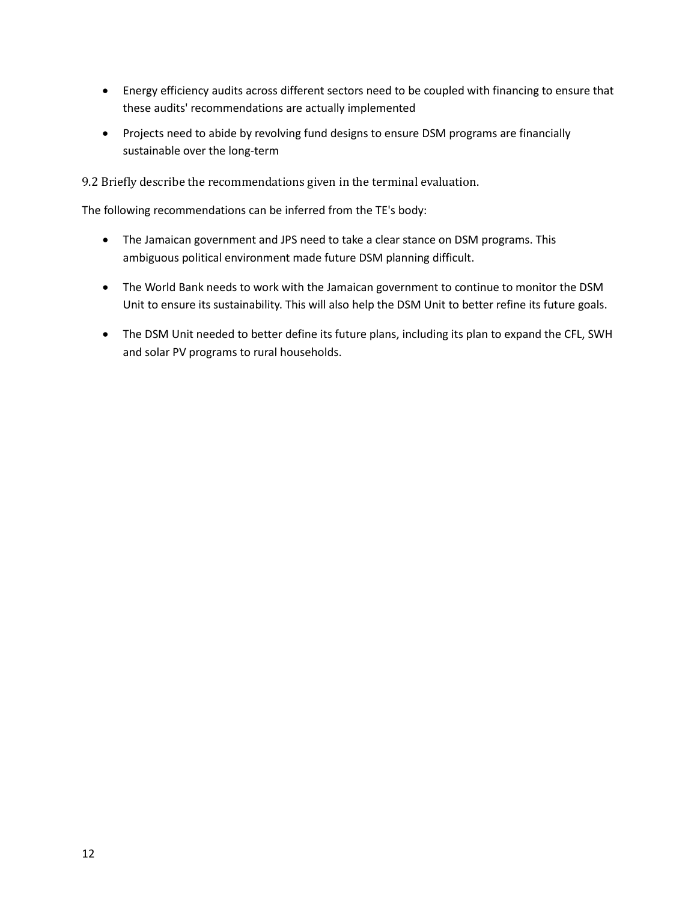- Energy efficiency audits across different sectors need to be coupled with financing to ensure that these audits' recommendations are actually implemented
- Projects need to abide by revolving fund designs to ensure DSM programs are financially sustainable over the long-term

9.2 Briefly describe the recommendations given in the terminal evaluation.

The following recommendations can be inferred from the TE's body:

- The Jamaican government and JPS need to take a clear stance on DSM programs. This ambiguous political environment made future DSM planning difficult.
- The World Bank needs to work with the Jamaican government to continue to monitor the DSM Unit to ensure its sustainability. This will also help the DSM Unit to better refine its future goals.
- The DSM Unit needed to better define its future plans, including its plan to expand the CFL, SWH and solar PV programs to rural households.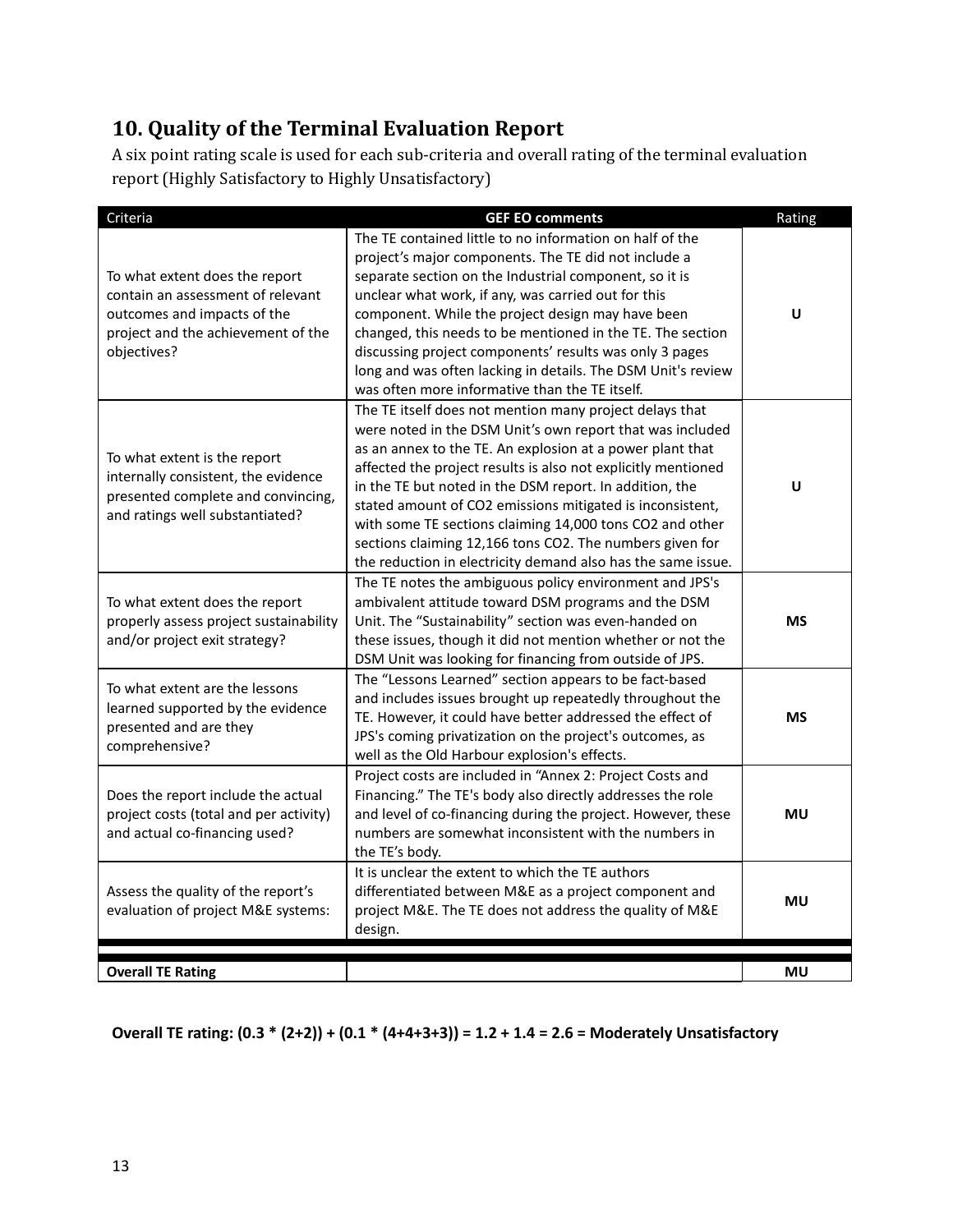## 10. Quality of the Terminal Evaluation Report

A six point rating scale is used for each sub-criteria and overall rating of the terminal evaluation report (Highly Satisfactory to Highly Unsatisfactory)

| Criteria | GEF EO comments | Rating |
|---|---|---|
| To what extent does the report contain an assessment of relevant outcomes and impacts of the project and the achievement of the objectives? | The TE contained little to no information on half of the project's major components. The TE did not include a separate section on the Industrial component, so it is unclear what work, if any, was carried out for this component. While the project design may have been changed, this needs to be mentioned in the TE. The section discussing project components' results was only 3 pages long and was often lacking in details. The DSM Unit's review was often more informative than the TE itself. | U |
| To what extent is the report internally consistent, the evidence presented complete and convincing, and ratings well substantiated? | The TE itself does not mention many project delays that were noted in the DSM Unit's own report that was included as an annex to the TE. An explosion at a power plant that affected the project results is also not explicitly mentioned in the TE but noted in the DSM report. In addition, the stated amount of $CO_2$ emissions mitigated is inconsistent, with some TE sections claiming 14,000 tons $CO_2$ and other sections claiming 12,166 tons $CO_2$. The numbers given for the reduction in electricity demand also has the same issue. | U |
| To what extent does the report properly assess project sustainability and/or project exit strategy? | The TE notes the ambiguous policy environment and JPS's ambivalent attitude toward DSM programs and the DSM Unit. The "Sustainability" section was even-handed on these issues, though it did not mention whether or not the DSM Unit was looking for financing from outside of JPS. | MS |
| To what extent are the lessons learned supported by the evidence presented and are they comprehensive? | The "Lessons Learned" section appears to be fact-based and includes issues brought up repeatedly throughout the TE. However, it could have better addressed the effect of JPS's coming privatization on the project's outcomes, as well as the Old Harbour explosion's effects. | MS |
| Does the report include the actual project costs (total and per activity) and actual co-financing used? | Project costs are included in "Annex 2: Project Costs and Financing." The TE's body also directly addresses the role and level of co-financing during the project. However, these numbers are somewhat inconsistent with the numbers in the TE's body. | MU |
| Assess the quality of the report's evaluation of project M&E systems: | It is unclear the extent to which the TE authors differentiated between M&E as a project component and project M&E. The TE does not address the quality of M&E design. | MU |
| **Overall TE Rating** | | **MU** |

**Overall TE rating: (0.3 * (2+2)) + (0.1 * (4+4+3+3)) = 1.2 + 1.4 = 2.6 = Moderately Unsatisfactory**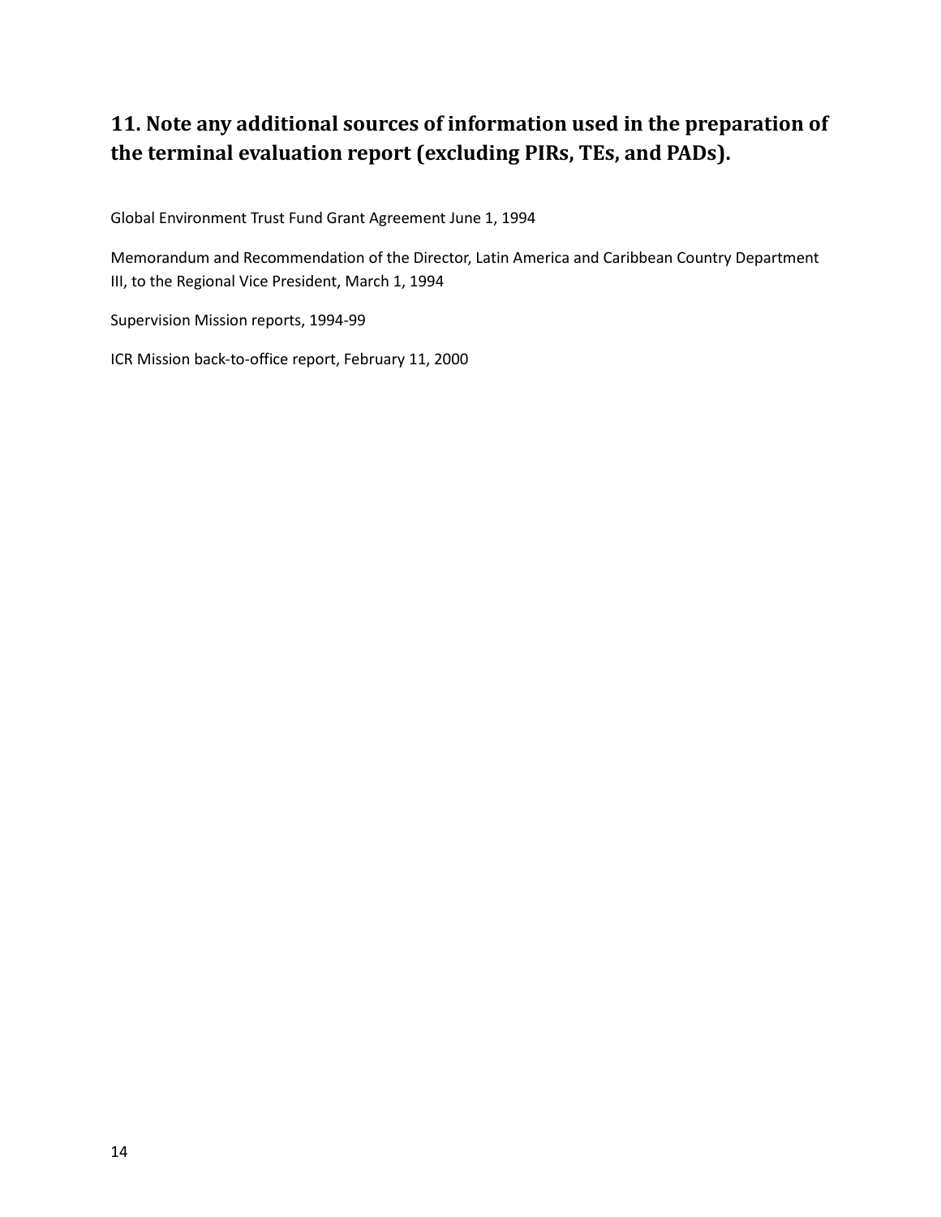## 11. Note any additional sources of information used in the preparation of the terminal evaluation report (excluding PIRs, TEs, and PADs).

Global Environment Trust Fund Grant Agreement June 1, 1994

Memorandum and Recommendation of the Director, Latin America and Caribbean Country Department III, to the Regional Vice President, March 1, 1994

Supervision Mission reports, 1994-99

ICR Mission back-to-office report, February 11, 2000